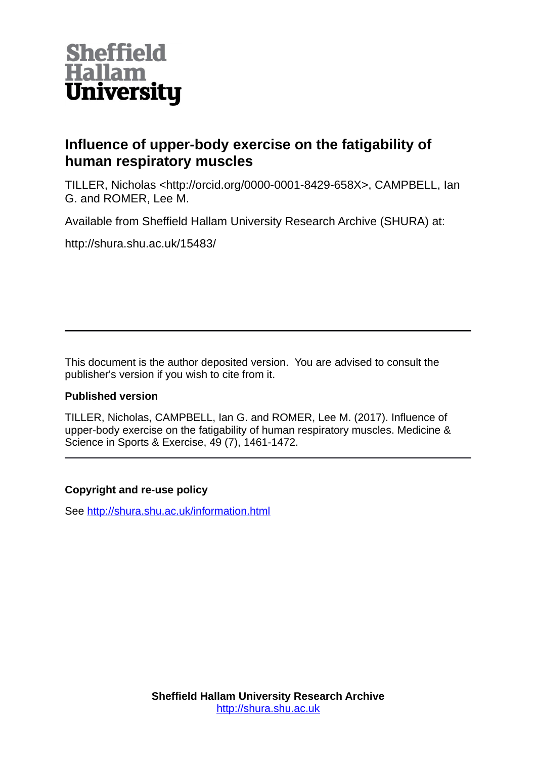Sheffield Hallam University

# Influence of upper-body exercise on the fatigability of human respiratory muscles

TILLER, Nicholas <http://orcid.org/0000-0001-8429-658X>, CAMPBELL, Ian G. and ROMER, Lee M.

Available from Sheffield Hallam University Research Archive (SHURA) at:

http://shura.shu.ac.uk/15483/

---

This document is the author deposited version. You are advised to consult the publisher's version if you wish to cite from it.

**Published version**

TILLER, Nicholas, CAMPBELL, Ian G. and ROMER, Lee M. (2017). Influence of upper-body exercise on the fatigability of human respiratory muscles. Medicine & Science in Sports & Exercise, 49 (7), 1461-1472.

---

**Copyright and re-use policy**

See http://shura.shu.ac.uk/information.html

**Sheffield Hallam University Research Archive**
http://shura.shu.ac.uk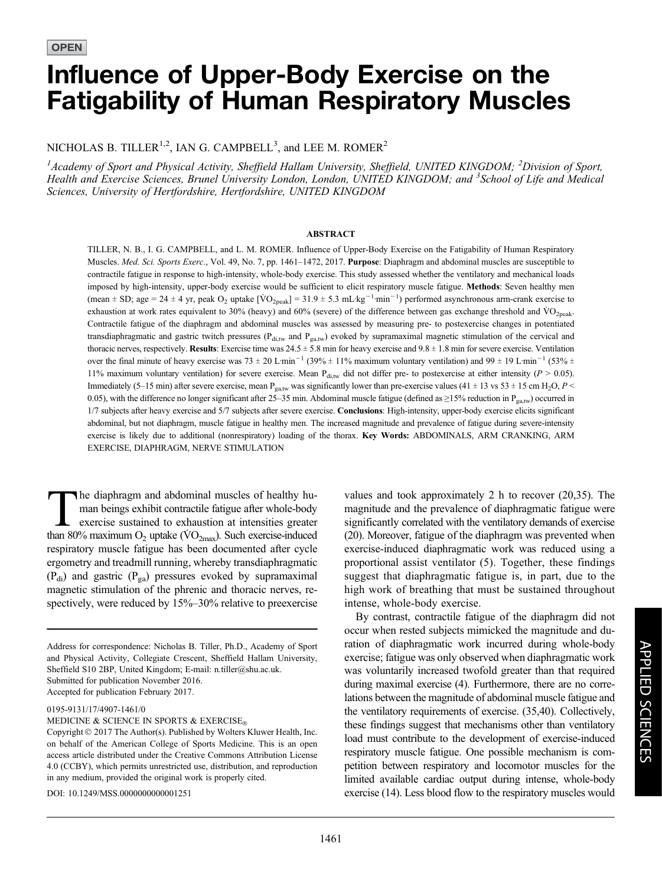OPEN

# Influence of Upper-Body Exercise on the Fatigability of Human Respiratory Muscles

NICHOLAS B. TILLER[1,2], IAN G. CAMPBELL[3], and LEE M. ROMER[2]

[1]*Academy of Sport and Physical Activity, Sheffield Hallam University, Sheffield, UNITED KINGDOM;* [2]*Division of Sport, Health and Exercise Sciences, Brunel University London, London, UNITED KINGDOM; and* [3]*School of Life and Medical Sciences, University of Hertfordshire, Hertfordshire, UNITED KINGDOM*

## ABSTRACT

TILLER, N. B., I. G. CAMPBELL, and L. M. ROMER. Influence of Upper-Body Exercise on the Fatigability of Human Respiratory Muscles. *Med. Sci. Sports Exerc.*, Vol. 49, No. 7, pp. 1461–1472, 2017. **Purpose**: Diaphragm and abdominal muscles are susceptible to contractile fatigue in response to high-intensity, whole-body exercise. This study assessed whether the ventilatory and mechanical loads imposed by high-intensity, upper-body exercise would be sufficient to elicit respiratory muscle fatigue. **Methods**: Seven healthy men (mean ± SD; age = 24 ± 4 yr, peak $O_2$ uptake [$\dot{V}O_{2peak}$] = 31.9 ± 5.3 mL·kg$^{-1}$·min$^{-1}$) performed asynchronous arm-crank exercise to exhaustion at work rates equivalent to 30% (heavy) and 60% (severe) of the difference between gas exchange threshold and $\dot{V}O_{2peak}$. Contractile fatigue of the diaphragm and abdominal muscles was assessed by measuring pre- to postexercise changes in potentiated transdiaphragmatic and gastric twitch pressures ($P_{di,tw}$ and $P_{ga,tw}$) evoked by supramaximal magnetic stimulation of the cervical and thoracic nerves, respectively. **Results**: Exercise time was 24.5 ± 5.8 min for heavy exercise and 9.8 ± 1.8 min for severe exercise. Ventilation over the final minute of heavy exercise was 73 ± 20 L·min$^{-1}$ (39% ± 11% maximum voluntary ventilation) and 99 ± 19 L·min$^{-1}$ (53% ± 11% maximum voluntary ventilation) for severe exercise. Mean $P_{di,tw}$ did not differ pre- to postexercise at either intensity ($P$ > 0.05). Immediately (5–15 min) after severe exercise, mean $P_{ga,tw}$ was significantly lower than pre-exercise values (41 ± 13 vs 53 ± 15 cm $H_2O$, $P$ < 0.05), with the difference no longer significant after 25–35 min. Abdominal muscle fatigue (defined as ≥15% reduction in $P_{ga,tw}$) occurred in 1/7 subjects after heavy exercise and 5/7 subjects after severe exercise. **Conclusions**: High-intensity, upper-body exercise elicits significant abdominal, but not diaphragm, muscle fatigue in healthy men. The increased magnitude and prevalence of fatigue during severe-intensity exercise is likely due to additional (nonrespiratory) loading of the thorax. **Key Words:** ABDOMINALS, ARM CRANKING, ARM EXERCISE, DIAPHRAGM, NERVE STIMULATION

The diaphragm and abdominal muscles of healthy human beings exhibit contractile fatigue after whole-body exercise sustained to exhaustion at intensities greater than 80% maximum $O_2$ uptake ($\dot{V}O_{2max}$). Such exercise-induced respiratory muscle fatigue has been documented after cycle ergometry and treadmill running, whereby transdiaphragmatic ($P_{di}$) and gastric ($P_{ga}$) pressures evoked by supramaximal magnetic stimulation of the phrenic and thoracic nerves, respectively, were reduced by 15%–30% relative to preexercise values and took approximately 2 h to recover (20,35). The magnitude and the prevalence of diaphragmatic fatigue were significantly correlated with the ventilatory demands of exercise (20). Moreover, fatigue of the diaphragm was prevented when exercise-induced diaphragmatic work was reduced using a proportional assist ventilator (5). Together, these findings suggest that diaphragmatic fatigue is, in part, due to the high work of breathing that must be sustained throughout intense, whole-body exercise.

By contrast, contractile fatigue of the diaphragm did not occur when rested subjects mimicked the magnitude and duration of diaphragmatic work incurred during whole-body exercise; fatigue was only observed when diaphragmatic work was voluntarily increased twofold greater than that required during maximal exercise (4). Furthermore, there are no correlations between the magnitude of abdominal muscle fatigue and the ventilatory requirements of exercise. (35,40). Collectively, these findings suggest that mechanisms other than ventilatory load must contribute to the development of exercise-induced respiratory muscle fatigue. One possible mechanism is competition between respiratory and locomotor muscles for the limited available cardiac output during intense, whole-body exercise (14). Less blood flow to the respiratory muscles would

Address for correspondence: Nicholas B. Tiller, Ph.D., Academy of Sport and Physical Activity, Collegiate Crescent, Sheffield Hallam University, Sheffield S10 2BP, United Kingdom; E-mail: n.tiller@shu.ac.uk.
Submitted for publication November 2016.
Accepted for publication February 2017.

0195-9131/17/4907-1461/0
MEDICINE & SCIENCE IN SPORTS & EXERCISE®
Copyright © 2017 The Author(s). Published by Wolters Kluwer Health, Inc. on behalf of the American College of Sports Medicine. This is an open access article distributed under the Creative Commons Attribution License 4.0 (CCBY), which permits unrestricted use, distribution, and reproduction in any medium, provided the original work is properly cited.

DOI: 10.1249/MSS.0000000000001251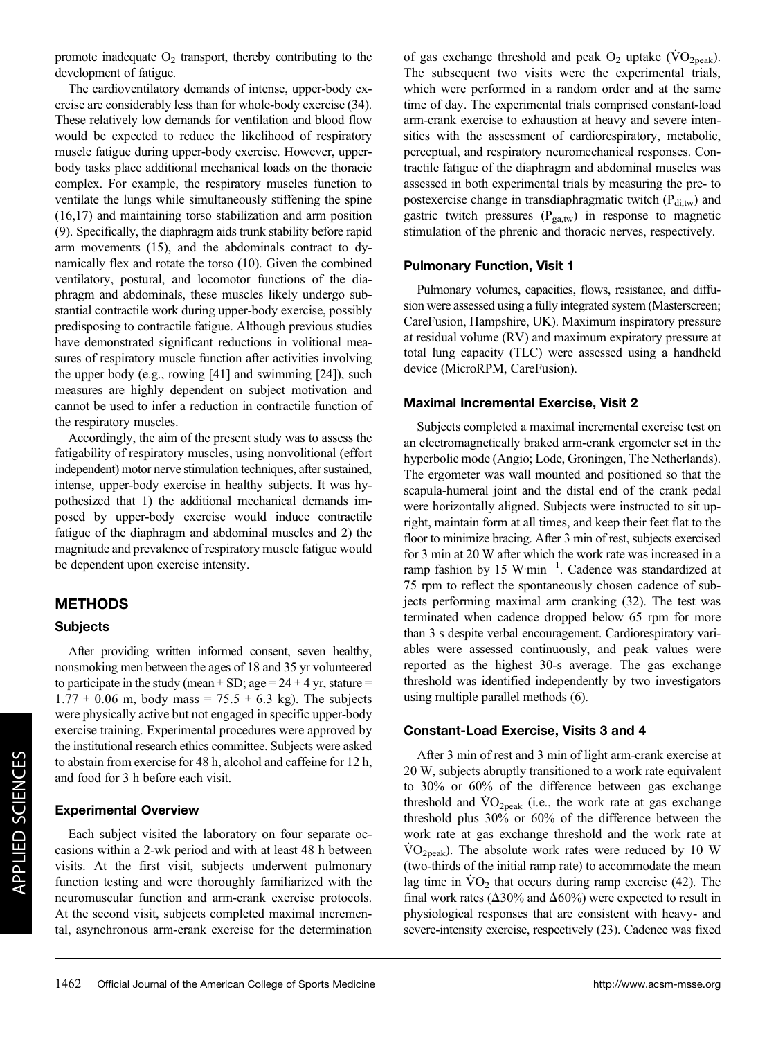promote inadequate $O_2$ transport, thereby contributing to the development of fatigue.

The cardioventilatory demands of intense, upper-body exercise are considerably less than for whole-body exercise (34). These relatively low demands for ventilation and blood flow would be expected to reduce the likelihood of respiratory muscle fatigue during upper-body exercise. However, upper-body tasks place additional mechanical loads on the thoracic complex. For example, the respiratory muscles function to ventilate the lungs while simultaneously stiffening the spine (16,17) and maintaining torso stabilization and arm position (9). Specifically, the diaphragm aids trunk stability before rapid arm movements (15), and the abdominals contract to dynamically flex and rotate the torso (10). Given the combined ventilatory, postural, and locomotor functions of the diaphragm and abdominals, these muscles likely undergo substantial contractile work during upper-body exercise, possibly predisposing to contractile fatigue. Although previous studies have demonstrated significant reductions in volitional measures of respiratory muscle function after activities involving the upper body (e.g., rowing [41] and swimming [24]), such measures are highly dependent on subject motivation and cannot be used to infer a reduction in contractile function of the respiratory muscles.

Accordingly, the aim of the present study was to assess the fatigability of respiratory muscles, using nonvolitional (effort independent) motor nerve stimulation techniques, after sustained, intense, upper-body exercise in healthy subjects. It was hypothesized that 1) the additional mechanical demands imposed by upper-body exercise would induce contractile fatigue of the diaphragm and abdominal muscles and 2) the magnitude and prevalence of respiratory muscle fatigue would be dependent upon exercise intensity.

## METHODS

### Subjects

After providing written informed consent, seven healthy, nonsmoking men between the ages of 18 and 35 yr volunteered to participate in the study (mean ± SD; age = 24 ± 4 yr, stature = 1.77 ± 0.06 m, body mass = 75.5 ± 6.3 kg). The subjects were physically active but not engaged in specific upper-body exercise training. Experimental procedures were approved by the institutional research ethics committee. Subjects were asked to abstain from exercise for 48 h, alcohol and caffeine for 12 h, and food for 3 h before each visit.

### Experimental Overview

Each subject visited the laboratory on four separate occasions within a 2-wk period and with at least 48 h between visits. At the first visit, subjects underwent pulmonary function testing and were thoroughly familiarized with the neuromuscular function and arm-crank exercise protocols. At the second visit, subjects completed maximal incremental, asynchronous arm-crank exercise for the determination of gas exchange threshold and peak $O_2$ uptake ($\dot{V}O_{2peak}$). The subsequent two visits were the experimental trials, which were performed in a random order and at the same time of day. The experimental trials comprised constant-load arm-crank exercise to exhaustion at heavy and severe intensities with the assessment of cardiorespiratory, metabolic, perceptual, and respiratory neuromechanical responses. Contractile fatigue of the diaphragm and abdominal muscles was assessed in both experimental trials by measuring the pre- to postexercise change in transdiaphragmatic twitch ($P_{di,tw}$) and gastric twitch pressures ($P_{ga,tw}$) in response to magnetic stimulation of the phrenic and thoracic nerves, respectively.

### Pulmonary Function, Visit 1

Pulmonary volumes, capacities, flows, resistance, and diffusion were assessed using a fully integrated system (Masterscreen; CareFusion, Hampshire, UK). Maximum inspiratory pressure at residual volume (RV) and maximum expiratory pressure at total lung capacity (TLC) were assessed using a handheld device (MicroRPM, CareFusion).

### Maximal Incremental Exercise, Visit 2

Subjects completed a maximal incremental exercise test on an electromagnetically braked arm-crank ergometer set in the hyperbolic mode (Angio; Lode, Groningen, The Netherlands). The ergometer was wall mounted and positioned so that the scapula-humeral joint and the distal end of the crank pedal were horizontally aligned. Subjects were instructed to sit upright, maintain form at all times, and keep their feet flat to the floor to minimize bracing. After 3 min of rest, subjects exercised for 3 min at 20 W after which the work rate was increased in a ramp fashion by 15 W·min$^{-1}$. Cadence was standardized at 75 rpm to reflect the spontaneously chosen cadence of subjects performing maximal arm cranking (32). The test was terminated when cadence dropped below 65 rpm for more than 3 s despite verbal encouragement. Cardiorespiratory variables were assessed continuously, and peak values were reported as the highest 30-s average. The gas exchange threshold was identified independently by two investigators using multiple parallel methods (6).

### Constant-Load Exercise, Visits 3 and 4

After 3 min of rest and 3 min of light arm-crank exercise at 20 W, subjects abruptly transitioned to a work rate equivalent to 30% or 60% of the difference between gas exchange threshold and $\dot{V}O_{2peak}$ (i.e., the work rate at gas exchange threshold plus 30% or 60% of the difference between the work rate at gas exchange threshold and the work rate at $\dot{V}O_{2peak}$). The absolute work rates were reduced by 10 W (two-thirds of the initial ramp rate) to accommodate the mean lag time in $\dot{V}O_2$ that occurs during ramp exercise (42). The final work rates (Δ30% and Δ60%) were expected to result in physiological responses that are consistent with heavy- and severe-intensity exercise, respectively (23). Cadence was fixed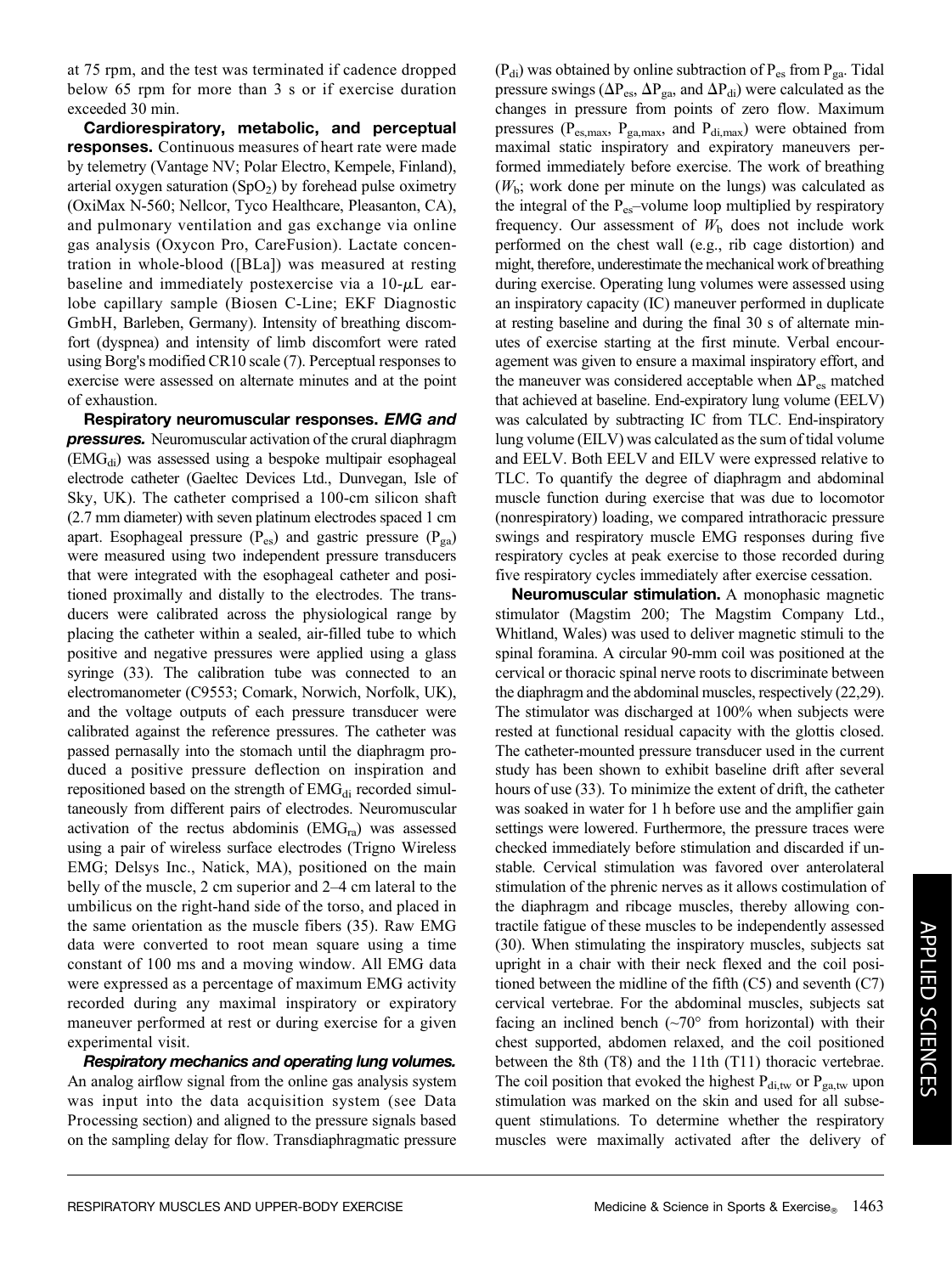at 75 rpm, and the test was terminated if cadence dropped below 65 rpm for more than 3 s or if exercise duration exceeded 30 min.

**Cardiorespiratory, metabolic, and perceptual responses.** Continuous measures of heart rate were made by telemetry (Vantage NV; Polar Electro, Kempele, Finland), arterial oxygen saturation ($SpO_2$) by forehead pulse oximetry (OxiMax N-560; Nellcor, Tyco Healthcare, Pleasanton, CA), and pulmonary ventilation and gas exchange via online gas analysis (Oxycon Pro, CareFusion). Lactate concentration in whole-blood ([BLa]) was measured at resting baseline and immediately postexercise via a 10-$\mu$L earlobe capillary sample (Biosen C-Line; EKF Diagnostic GmbH, Barleben, Germany). Intensity of breathing discomfort (dyspnea) and intensity of limb discomfort were rated using Borg's modified CR10 scale (7). Perceptual responses to exercise were assessed on alternate minutes and at the point of exhaustion.

**Respiratory neuromuscular responses.** ***EMG and pressures.*** Neuromuscular activation of the crural diaphragm ($EMG_{di}$) was assessed using a bespoke multipair esophageal electrode catheter (Gaeltec Devices Ltd., Dunvegan, Isle of Sky, UK). The catheter comprised a 100-cm silicon shaft (2.7 mm diameter) with seven platinum electrodes spaced 1 cm apart. Esophageal pressure ($P_{es}$) and gastric pressure ($P_{ga}$) were measured using two independent pressure transducers that were integrated with the esophageal catheter and positioned proximally and distally to the electrodes. The transducers were calibrated across the physiological range by placing the catheter within a sealed, air-filled tube to which positive and negative pressures were applied using a glass syringe (33). The calibration tube was connected to an electromanometer (C9553; Comark, Norwich, Norfolk, UK), and the voltage outputs of each pressure transducer were calibrated against the reference pressures. The catheter was passed pernasally into the stomach until the diaphragm produced a positive pressure deflection on inspiration and repositioned based on the strength of $EMG_{di}$ recorded simultaneously from different pairs of electrodes. Neuromuscular activation of the rectus abdominis ($EMG_{ra}$) was assessed using a pair of wireless surface electrodes (Trigno Wireless EMG; Delsys Inc., Natick, MA), positioned on the main belly of the muscle, 2 cm superior and 2–4 cm lateral to the umbilicus on the right-hand side of the torso, and placed in the same orientation as the muscle fibers (35). Raw EMG data were converted to root mean square using a time constant of 100 ms and a moving window. All EMG data were expressed as a percentage of maximum EMG activity recorded during any maximal inspiratory or expiratory maneuver performed at rest or during exercise for a given experimental visit.

***Respiratory mechanics and operating lung volumes.*** An analog airflow signal from the online gas analysis system was input into the data acquisition system (see Data Processing section) and aligned to the pressure signals based on the sampling delay for flow. Transdiaphragmatic pressure ($P_{di}$) was obtained by online subtraction of $P_{es}$ from $P_{ga}$. Tidal pressure swings ($\Delta P_{es}$, $\Delta P_{ga}$, and $\Delta P_{di}$) were calculated as the changes in pressure from points of zero flow. Maximum pressures ($P_{es,max}$, $P_{ga,max}$, and $P_{di,max}$) were obtained from maximal static inspiratory and expiratory maneuvers performed immediately before exercise. The work of breathing ($W_b$; work done per minute on the lungs) was calculated as the integral of the $P_{es}$–volume loop multiplied by respiratory frequency. Our assessment of $W_b$ does not include work performed on the chest wall (e.g., rib cage distortion) and might, therefore, underestimate the mechanical work of breathing during exercise. Operating lung volumes were assessed using an inspiratory capacity (IC) maneuver performed in duplicate at resting baseline and during the final 30 s of alternate minutes of exercise starting at the first minute. Verbal encouragement was given to ensure a maximal inspiratory effort, and the maneuver was considered acceptable when $\Delta P_{es}$ matched that achieved at baseline. End-expiratory lung volume (EELV) was calculated by subtracting IC from TLC. End-inspiratory lung volume (EILV) was calculated as the sum of tidal volume and EELV. Both EELV and EILV were expressed relative to TLC. To quantify the degree of diaphragm and abdominal muscle function during exercise that was due to locomotor (nonrespiratory) loading, we compared intrathoracic pressure swings and respiratory muscle EMG responses during five respiratory cycles at peak exercise to those recorded during five respiratory cycles immediately after exercise cessation.

**Neuromuscular stimulation.** A monophasic magnetic stimulator (Magstim 200; The Magstim Company Ltd., Whitland, Wales) was used to deliver magnetic stimuli to the spinal foramina. A circular 90-mm coil was positioned at the cervical or thoracic spinal nerve roots to discriminate between the diaphragm and the abdominal muscles, respectively (22,29). The stimulator was discharged at 100% when subjects were rested at functional residual capacity with the glottis closed. The catheter-mounted pressure transducer used in the current study has been shown to exhibit baseline drift after several hours of use (33). To minimize the extent of drift, the catheter was soaked in water for 1 h before use and the amplifier gain settings were lowered. Furthermore, the pressure traces were checked immediately before stimulation and discarded if unstable. Cervical stimulation was favored over anterolateral stimulation of the phrenic nerves as it allows costimulation of the diaphragm and ribcage muscles, thereby allowing contractile fatigue of these muscles to be independently assessed (30). When stimulating the inspiratory muscles, subjects sat upright in a chair with their neck flexed and the coil positioned between the midline of the fifth (C5) and seventh (C7) cervical vertebrae. For the abdominal muscles, subjects sat facing an inclined bench (~70° from horizontal) with their chest supported, abdomen relaxed, and the coil positioned between the 8th (T8) and the 11th (T11) thoracic vertebrae. The coil position that evoked the highest $P_{di,tw}$ or $P_{ga,tw}$ upon stimulation was marked on the skin and used for all subsequent stimulations. To determine whether the respiratory muscles were maximally activated after the delivery of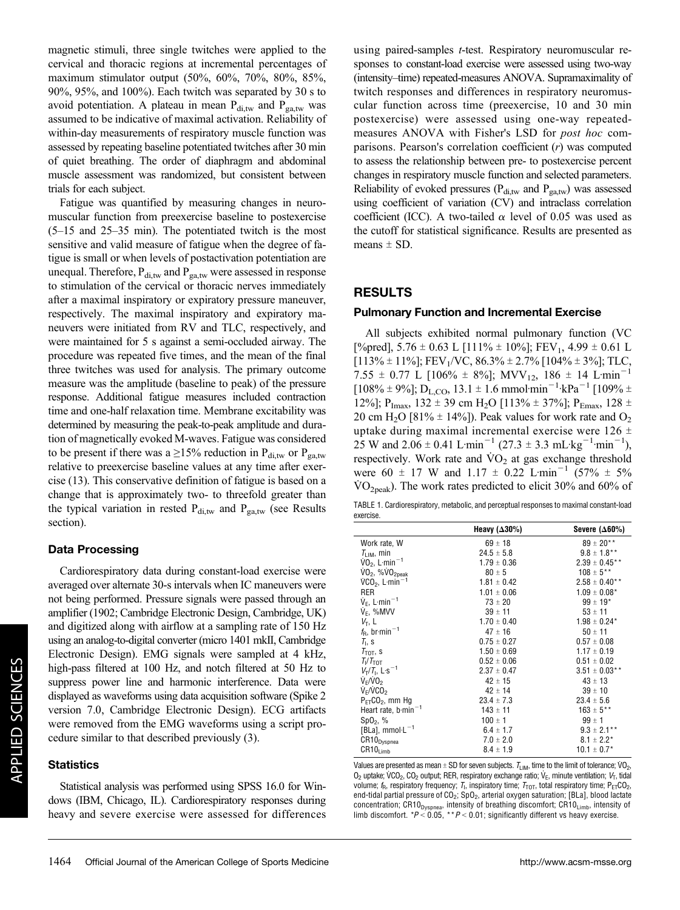magnetic stimuli, three single twitches were applied to the cervical and thoracic regions at incremental percentages of maximum stimulator output (50%, 60%, 70%, 80%, 85%, 90%, 95%, and 100%). Each twitch was separated by 30 s to avoid potentiation. A plateau in mean $P_{di,tw}$ and $P_{ga,tw}$ was assumed to be indicative of maximal activation. Reliability of within-day measurements of respiratory muscle function was assessed by repeating baseline potentiated twitches after 30 min of quiet breathing. The order of diaphragm and abdominal muscle assessment was randomized, but consistent between trials for each subject.

Fatigue was quantified by measuring changes in neuromuscular function from preexercise baseline to postexercise (5–15 and 25–35 min). The potentiated twitch is the most sensitive and valid measure of fatigue when the degree of fatigue is small or when levels of postactivation potentiation are unequal. Therefore, $P_{di,tw}$ and $P_{ga,tw}$ were assessed in response to stimulation of the cervical or thoracic nerves immediately after a maximal inspiratory or expiratory pressure maneuver, respectively. The maximal inspiratory and expiratory maneuvers were initiated from RV and TLC, respectively, and were maintained for 5 s against a semi-occluded airway. The procedure was repeated five times, and the mean of the final three twitches was used for analysis. The primary outcome measure was the amplitude (baseline to peak) of the pressure response. Additional fatigue measures included contraction time and one-half relaxation time. Membrane excitability was determined by measuring the peak-to-peak amplitude and duration of magnetically evoked M-waves. Fatigue was considered to be present if there was a ≥15% reduction in $P_{di,tw}$ or $P_{ga,tw}$ relative to preexercise baseline values at any time after exercise (13). This conservative definition of fatigue is based on a change that is approximately two- to threefold greater than the typical variation in rested $P_{di,tw}$ and $P_{ga,tw}$ (see Results section).

### Data Processing

Cardiorespiratory data during constant-load exercise were averaged over alternate 30-s intervals when IC maneuvers were not being performed. Pressure signals were passed through an amplifier (1902; Cambridge Electronic Design, Cambridge, UK) and digitized along with airflow at a sampling rate of 150 Hz using an analog-to-digital converter (micro 1401 mkII, Cambridge Electronic Design). EMG signals were sampled at 4 kHz, high-pass filtered at 100 Hz, and notch filtered at 50 Hz to suppress power line and harmonic interference. Data were displayed as waveforms using data acquisition software (Spike 2 version 7.0, Cambridge Electronic Design). ECG artifacts were removed from the EMG waveforms using a script procedure similar to that described previously (3).

### Statistics

Statistical analysis was performed using SPSS 16.0 for Windows (IBM, Chicago, IL). Cardiorespiratory responses during heavy and severe exercise were assessed for differences using paired-samples *t*-test. Respiratory neuromuscular responses to constant-load exercise were assessed using two-way (intensity–time) repeated-measures ANOVA. Supramaximality of twitch responses and differences in respiratory neuromuscular function across time (preexercise, 10 and 30 min postexercise) were assessed using one-way repeated-measures ANOVA with Fisher's LSD for *post hoc* comparisons. Pearson's correlation coefficient (*r*) was computed to assess the relationship between pre- to postexercise percent changes in respiratory muscle function and selected parameters. Reliability of evoked pressures ($P_{di,tw}$ and $P_{ga,tw}$) was assessed using coefficient of variation (CV) and intraclass correlation coefficient (ICC). A two-tailed $\alpha$ level of 0.05 was used as the cutoff for statistical significance. Results are presented as means ± SD.

## RESULTS

### Pulmonary Function and Incremental Exercise

All subjects exhibited normal pulmonary function (VC [%pred], 5.76 ± 0.63 L [111% ± 10%]; $FEV_1$, 4.99 ± 0.61 L [113% ± 11%]; $FEV_1$/VC, 86.3% ± 2.7% [104% ± 3%]; TLC, 7.55 ± 0.77 L [106% ± 8%]; $MVV_{12}$, 186 ± 14 L·min$^{-1}$ [108% ± 9%]; $D_{L,CO}$, 13.1 ± 1.6 mmol·min$^{-1}$·kPa$^{-1}$ [109% ± 12%]; $P_{Imax}$, 132 ± 39 cm $H_2O$ [113% ± 37%]; $P_{Emax}$, 128 ± 20 cm $H_2O$ [81% ± 14%]). Peak values for work rate and $O_2$ uptake during maximal incremental exercise were 126 ± 25 W and 2.06 ± 0.41 L·min$^{-1}$ (27.3 ± 3.3 mL·kg$^{-1}$·min$^{-1}$), respectively. Work rate and $\dot{V}O_2$ at gas exchange threshold were 60 ± 17 W and 1.17 ± 0.22 L·min$^{-1}$ (57% ± 5% $\dot{V}O_{2peak}$). The work rates predicted to elicit 30% and 60% of

TABLE 1. Cardiorespiratory, metabolic, and perceptual responses to maximal constant-load exercise.

| | Heavy (Δ30%) | Severe (Δ60%) |
|---|---|---|
| Work rate, W | 69 ± 18 | 89 ± 20** |
| $T_{LIM}$, min | 24.5 ± 5.8 | 9.8 ± 1.8** |
| $\dot{V}O_2$, L·min$^{-1}$ | 1.79 ± 0.36 | 2.39 ± 0.45** |
| $\dot{V}O_2$, %$\dot{V}O_{2peak}$ | 80 ± 5 | 108 ± 5** |
| $\dot{V}CO_2$, L·min$^{-1}$ | 1.81 ± 0.42 | 2.58 ± 0.40** |
| RER | 1.01 ± 0.06 | 1.09 ± 0.08* |
| $\dot{V}_E$, L·min$^{-1}$ | 73 ± 20 | 99 ± 19* |
| $\dot{V}_E$, %MVV | 39 ± 11 | 53 ± 11 |
| $V_T$, L | 1.70 ± 0.40 | 1.98 ± 0.24* |
| $f_R$, br·min$^{-1}$ | 47 ± 16 | 50 ± 11 |
| $T_I$, s | 0.75 ± 0.27 | 0.57 ± 0.08 |
| $T_{TOT}$, s | 1.50 ± 0.69 | 1.17 ± 0.19 |
| $T_I/T_{TOT}$ | 0.52 ± 0.06 | 0.51 ± 0.02 |
| $V_T/T_I$, L·s$^{-1}$ | 2.37 ± 0.47 | 3.51 ± 0.03** |
| $\dot{V}_E/\dot{V}O_2$ | 42 ± 15 | 43 ± 13 |
| $\dot{V}_E/\dot{V}CO_2$ | 42 ± 14 | 39 ± 10 |
| $P_{ET}CO_2$, mm Hg | 23.4 ± 7.3 | 23.4 ± 5.6 |
| Heart rate, b·min$^{-1}$ | 143 ± 11 | 163 ± 5** |
| $SpO_2$, % | 100 ± 1 | 99 ± 1 |
| [BLa], mmol·L$^{-1}$ | 6.4 ± 1.7 | 9.3 ± 2.1** |
| $CR10_{Dyspnea}$ | 7.0 ± 2.0 | 8.1 ± 2.2* |
| $CR10_{Limb}$ | 8.4 ± 1.9 | 10.1 ± 0.7* |

Values are presented as mean ± SD for seven subjects. $T_{LIM}$, time to the limit of tolerance; $\dot{V}O_2$, $O_2$ uptake; $\dot{V}CO_2$, $CO_2$ output; RER, respiratory exchange ratio; $\dot{V}_E$, minute ventilation; $V_T$, tidal volume; $f_R$, respiratory frequency; $T_I$, inspiratory time; $T_{TOT}$, total respiratory time; $P_{ET}CO_2$, end-tidal partial pressure of $CO_2$; $SpO_2$, arterial oxygen saturation; [BLa], blood lactate concentration; $CR10_{Dyspnea}$, intensity of breathing discomfort; $CR10_{Limb}$, intensity of limb discomfort. *$P$ < 0.05, **$P$ < 0.01; significantly different vs heavy exercise.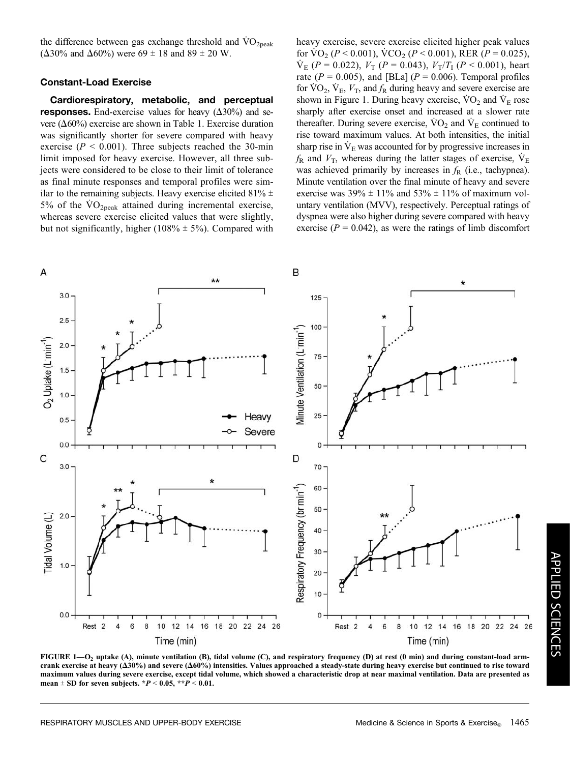the difference between gas exchange threshold and $\dot{V}O_{2peak}$ ($\Delta$30% and $\Delta$60%) were 69 ± 18 and 89 ± 20 W.

### Constant-Load Exercise

**Cardiorespiratory, metabolic, and perceptual responses.** End-exercise values for heavy ($\Delta$30%) and severe ($\Delta$60%) exercise are shown in Table 1. Exercise duration was significantly shorter for severe compared with heavy exercise ($P < 0.001$). Three subjects reached the 30-min limit imposed for heavy exercise. However, all three subjects were considered to be close to their limit of tolerance as final minute responses and temporal profiles were similar to the remaining subjects. Heavy exercise elicited 81% ± 5% of the $\dot{V}O_{2peak}$ attained during incremental exercise, whereas severe exercise elicited values that were slightly, but not significantly, higher (108% ± 5%). Compared with heavy exercise, severe exercise elicited higher peak values for $\dot{V}O_2$ ($P < 0.001$), $\dot{V}CO_2$ ($P < 0.001$), RER ($P = 0.025$), $\dot{V}_E$ ($P = 0.022$), $V_T$ ($P = 0.043$), $V_T/T_I$ ($P < 0.001$), heart rate ($P = 0.005$), and [BLa] ($P = 0.006$). Temporal profiles for $\dot{V}O_2$, $\dot{V}_E$, $V_T$, and $f_R$ during heavy and severe exercise are shown in Figure 1. During heavy exercise, $\dot{V}O_2$ and $\dot{V}_E$ rose sharply after exercise onset and increased at a slower rate thereafter. During severe exercise, $\dot{V}O_2$ and $\dot{V}_E$ continued to rise toward maximum values. At both intensities, the initial sharp rise in $\dot{V}_E$ was accounted for by progressive increases in $f_R$ and $V_T$, whereas during the latter stages of exercise, $\dot{V}_E$ was achieved primarily by increases in $f_R$ (i.e., tachypnea). Minute ventilation over the final minute of heavy and severe exercise was 39% ± 11% and 53% ± 11% of maximum voluntary ventilation (MVV), respectively. Perceptual ratings of dyspnea were also higher during severe compared with heavy exercise ($P = 0.042$), as were the ratings of limb discomfort

**FIGURE 1—$O_2$ uptake (A), minute ventilation (B), tidal volume (C), and respiratory frequency (D) at rest (0 min) and during constant-load arm-crank exercise at heavy ($\Delta$30%) and severe ($\Delta$60%) intensities. Values approached a steady-state during heavy exercise but continued to rise toward maximum values during severe exercise, except tidal volume, which showed a characteristic drop at near maximal ventilation. Data are presented as mean ± SD for seven subjects. *$P < 0.05$, **$P < 0.01$.**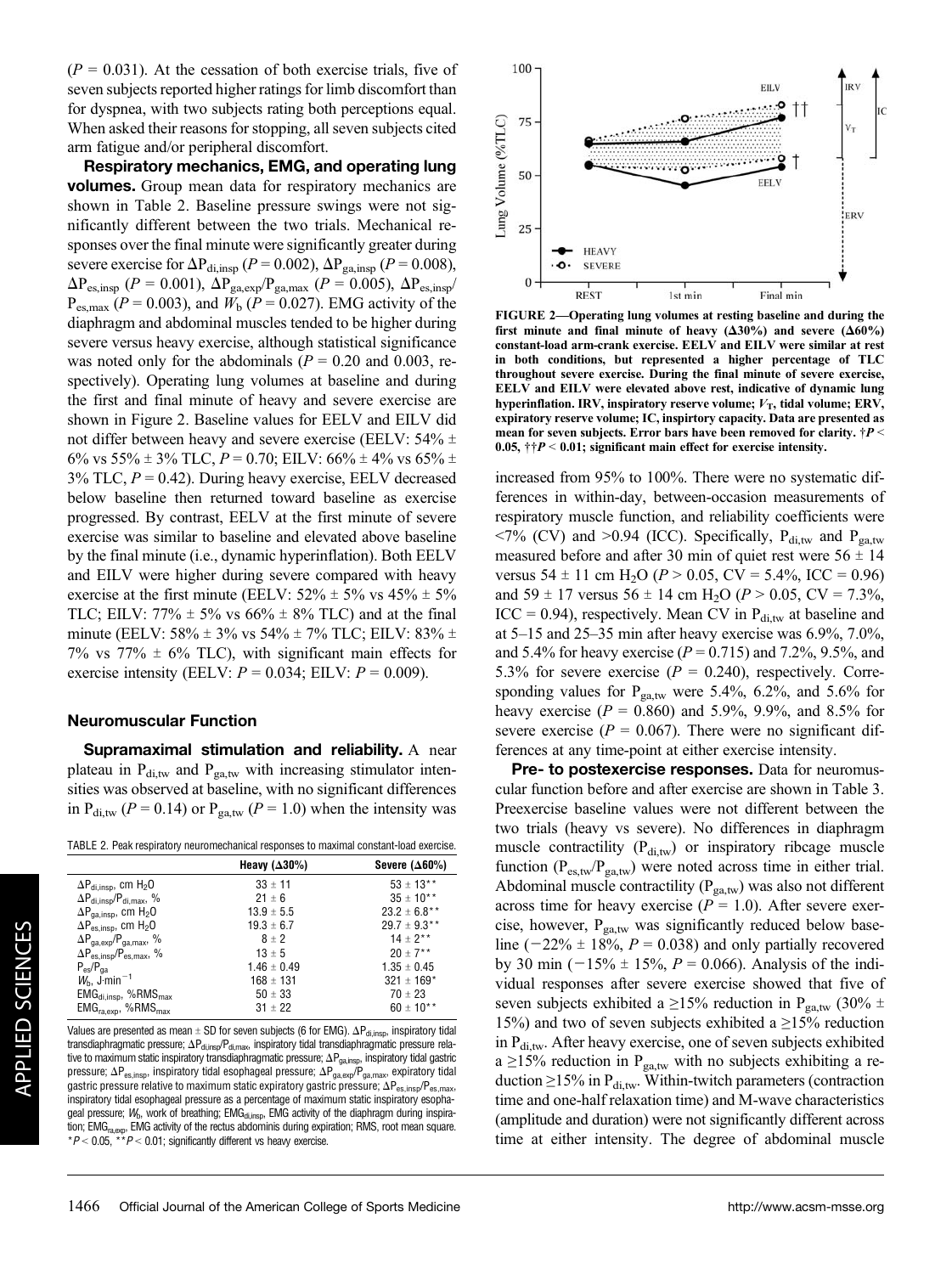($P = 0.031$). At the cessation of both exercise trials, five of seven subjects reported higher ratings for limb discomfort than for dyspnea, with two subjects rating both perceptions equal. When asked their reasons for stopping, all seven subjects cited arm fatigue and/or peripheral discomfort.

**Respiratory mechanics, EMG, and operating lung volumes.** Group mean data for respiratory mechanics are shown in Table 2. Baseline pressure swings were not significantly different between the two trials. Mechanical responses over the final minute were significantly greater during severe exercise for $\Delta P_{di,insp}$ ($P = 0.002$), $\Delta P_{ga,insp}$ ($P = 0.008$), $\Delta P_{es,insp}$ ($P = 0.001$), $\Delta P_{ga,exp}/P_{ga,max}$ ($P = 0.005$), $\Delta P_{es,insp}/P_{es,max}$ ($P = 0.003$), and $W_b$ ($P = 0.027$). EMG activity of the diaphragm and abdominal muscles tended to be higher during severe versus heavy exercise, although statistical significance was noted only for the abdominals ($P = 0.20$ and 0.003, respectively). Operating lung volumes at baseline and during the first and final minute of heavy and severe exercise are shown in Figure 2. Baseline values for EELV and EILV did not differ between heavy and severe exercise (EELV: 54% ± 6% vs 55% ± 3% TLC, $P = 0.70$; EILV: 66% ± 4% vs 65% ± 3% TLC, $P = 0.42$). During heavy exercise, EELV decreased below baseline then returned toward baseline as exercise progressed. By contrast, EELV at the first minute of severe exercise was similar to baseline and elevated above baseline by the final minute (i.e., dynamic hyperinflation). Both EELV and EILV were higher during severe compared with heavy exercise at the first minute (EELV: 52% ± 5% vs 45% ± 5% TLC; EILV: 77% ± 5% vs 66% ± 8% TLC) and at the final minute (EELV: 58% ± 3% vs 54% ± 7% TLC; EILV: 83% ± 7% vs 77% ± 6% TLC), with significant main effects for exercise intensity (EELV: $P = 0.034$; EILV: $P = 0.009$).

### Neuromuscular Function

**Supramaximal stimulation and reliability.** A near plateau in $P_{di,tw}$ and $P_{ga,tw}$ with increasing stimulator intensities was observed at baseline, with no significant differences in $P_{di,tw}$ ($P = 0.14$) or $P_{ga,tw}$ ($P = 1.0$) when the intensity was increased from 95% to 100%. There were no systematic differences in within-day, between-occasion measurements of respiratory muscle function, and reliability coefficients were <7% (CV) and >0.94 (ICC). Specifically, $P_{di,tw}$ and $P_{ga,tw}$ measured before and after 30 min of quiet rest were 56 ± 14 versus 54 ± 11 cm $H_2O$ ($P > 0.05$, CV = 5.4%, ICC = 0.96) and 59 ± 17 versus 56 ± 14 cm $H_2O$ ($P > 0.05$, CV = 7.3%, ICC = 0.94), respectively. Mean CV in $P_{di,tw}$ at baseline and at 5–15 and 25–35 min after heavy exercise was 6.9%, 7.0%, and 5.4% for heavy exercise ($P = 0.715$) and 7.2%, 9.5%, and 5.3% for severe exercise ($P = 0.240$), respectively. Corresponding values for $P_{ga,tw}$ were 5.4%, 6.2%, and 5.6% for heavy exercise ($P = 0.860$) and 5.9%, 9.9%, and 8.5% for severe exercise ($P = 0.067$). There were no significant differences at any time-point at either exercise intensity.

**Pre- to postexercise responses.** Data for neuromuscular function before and after exercise are shown in Table 3. Preexercise baseline values were not different between the two trials (heavy vs severe). No differences in diaphragm muscle contractility ($P_{di,tw}$) or inspiratory ribcage muscle function ($P_{es,tw}/P_{ga,tw}$) were noted across time in either trial. Abdominal muscle contractility ($P_{ga,tw}$) was also not different across time for heavy exercise ($P = 1.0$). After severe exercise, however, $P_{ga,tw}$ was significantly reduced below baseline (−22% ± 18%, $P = 0.038$) and only partially recovered by 30 min (−15% ± 15%, $P = 0.066$). Analysis of the individual responses after severe exercise showed that five of seven subjects exhibited a ≥15% reduction in $P_{ga,tw}$ (30% ± 15%) and two of seven subjects exhibited a ≥15% reduction in $P_{di,tw}$. After heavy exercise, one of seven subjects exhibited a ≥15% reduction in $P_{ga,tw}$ with no subjects exhibiting a reduction ≥15% in $P_{di,tw}$. Within-twitch parameters (contraction time and one-half relaxation time) and M-wave characteristics (amplitude and duration) were not significantly different across time at either intensity. The degree of abdominal muscle

TABLE 2. Peak respiratory neuromechanical responses to maximal constant-load exercise.

| | Heavy (Δ30%) | Severe (Δ60%) |
|---|---|---|
| $\Delta P_{di,insp}$, cm $H_2O$ | 33 ± 11 | 53 ± 13** |
| $\Delta P_{di,insp}/P_{di,max}$, % | 21 ± 6 | 35 ± 10** |
| $\Delta P_{ga,insp}$, cm $H_2O$ | 13.9 ± 5.5 | 23.2 ± 6.8** |
| $\Delta P_{es,insp}$, cm $H_2O$ | 19.3 ± 6.7 | 29.7 ± 9.3** |
| $\Delta P_{ga,exp}/P_{ga,max}$, % | 8 ± 2 | 14 ± 2** |
| $\Delta P_{es,insp}/P_{es,max}$, % | 13 ± 5 | 20 ± 7** |
| $P_{es}/P_{ga}$ | 1.46 ± 0.49 | 1.35 ± 0.45 |
| $W_b$, J·min$^{-1}$ | 168 ± 131 | 321 ± 169* |
| $EMG_{di,insp}$, %$RMS_{max}$ | 50 ± 33 | 70 ± 23 |
| $EMG_{ra,exp}$, %$RMS_{max}$ | 31 ± 22 | 60 ± 10** |

Values are presented as mean ± SD for seven subjects (6 for EMG). $\Delta P_{di,insp}$, inspiratory tidal transdiaphragmatic pressure; $\Delta P_{di,insp}/P_{di,max}$, inspiratory tidal transdiaphragmatic pressure relative to maximum static inspiratory transdiaphragmatic pressure; $\Delta P_{ga,insp}$, inspiratory tidal gastric pressure; $\Delta P_{es,insp}$, inspiratory tidal esophageal pressure; $\Delta P_{ga,exp}/P_{ga,max}$, expiratory tidal gastric pressure relative to maximum static expiratory gastric pressure; $\Delta P_{es,insp}/P_{es,max}$, inspiratory tidal esophageal pressure as a percentage of maximum static inspiratory esophageal pressure; $W_b$, work of breathing; $EMG_{di,insp}$, EMG activity of the diaphragm during inspiration; $EMG_{ra,exp}$, EMG activity of the rectus abdominis during expiration; RMS, root mean square.
*$P < 0.05$, **$P < 0.01$; significant different vs heavy exercise.

**FIGURE 2—Operating lung volumes at resting baseline and during the first minute and final minute of heavy (Δ30%) and severe (Δ60%) constant-load arm-crank exercise. EELV and EILV were similar at rest in both conditions, but represented a higher percentage of TLC throughout severe exercise. During the final minute of severe exercise, EELV and EILV were elevated above rest, indicative of dynamic lung hyperinflation. IRV, inspiratory reserve volume; $V_T$, tidal volume; ERV, expiratory reserve volume; IC, inspirtory capacity. Data are presented as mean for seven subjects. Error bars have been removed for clarity. †$P$ < 0.05, ††$P$ < 0.01; significant main effect for exercise intensity.**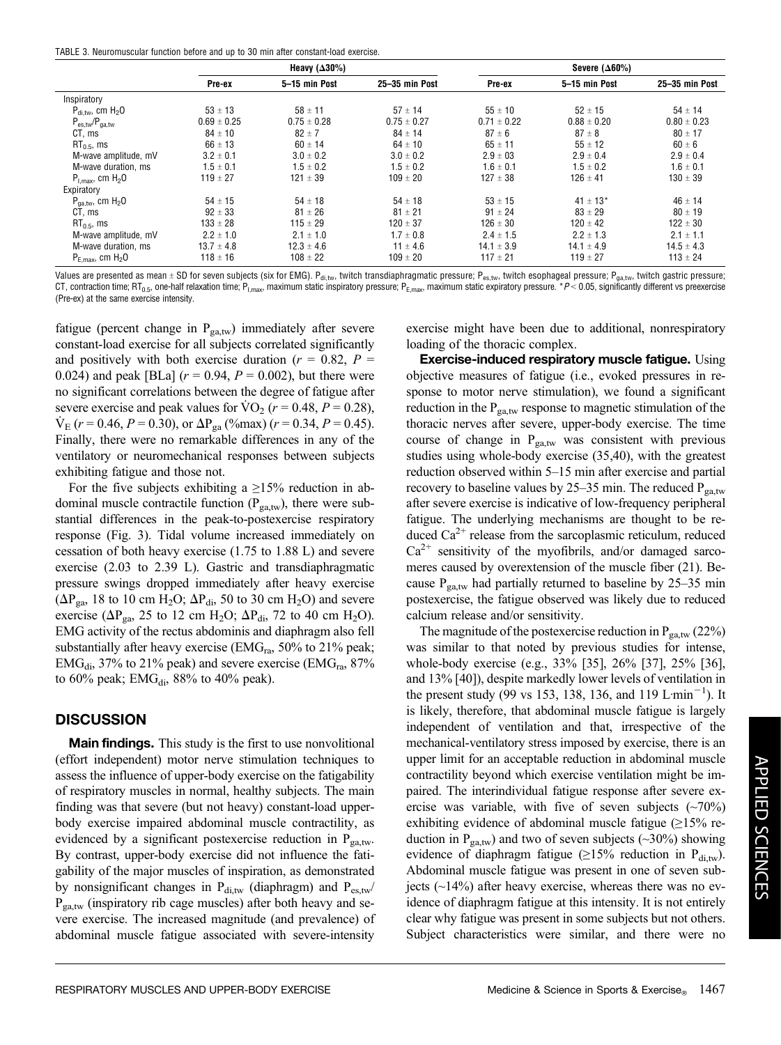TABLE 3. Neuromuscular function before and up to 30 min after constant-load exercise.

| | Heavy (Δ30%) | | | Severe (Δ60%) | | |
|---|---|---|---|---|---|---|
| | Pre-ex | 5–15 min Post | 25–35 min Post | Pre-ex | 5–15 min Post | 25–35 min Post |
| Inspiratory | | | | | | |
| $P_{di,tw}$, cm $H_2O$ | 53 ± 13 | 58 ± 11 | 57 ± 14 | 55 ± 10 | 52 ± 15 | 54 ± 14 |
| $P_{es,tw}/P_{ga,tw}$ | 0.69 ± 0.25 | 0.75 ± 0.28 | 0.75 ± 0.27 | 0.71 ± 0.22 | 0.88 ± 0.20 | 0.80 ± 0.23 |
| CT, ms | 84 ± 10 | 82 ± 7 | 84 ± 14 | 87 ± 6 | 87 ± 8 | 80 ± 17 |
| $RT_{0.5}$, ms | 66 ± 13 | 60 ± 14 | 64 ± 10 | 65 ± 11 | 55 ± 12 | 60 ± 6 |
| M-wave amplitude, mV | 3.2 ± 0.1 | 3.0 ± 0.2 | 3.0 ± 0.2 | 2.9 ± 03 | 2.9 ± 0.4 | 2.9 ± 0.4 |
| M-wave duration, ms | 1.5 ± 0.1 | 1.5 ± 0.2 | 1.5 ± 0.2 | 1.6 ± 0.1 | 1.5 ± 0.2 | 1.6 ± 0.1 |
| $P_{I,max}$, cm $H_2O$ | 119 ± 27 | 121 ± 39 | 109 ± 20 | 127 ± 38 | 126 ± 41 | 130 ± 39 |
| Expiratory | | | | | | |
| $P_{ga,tw}$, cm $H_2O$ | 54 ± 15 | 54 ± 18 | 54 ± 18 | 53 ± 15 | 41 ± 13* | 46 ± 14 |
| CT, ms | 92 ± 33 | 81 ± 26 | 81 ± 21 | 91 ± 24 | 83 ± 29 | 80 ± 19 |
| $RT_{0.5}$, ms | 133 ± 28 | 115 ± 29 | 120 ± 37 | 126 ± 30 | 120 ± 42 | 122 ± 30 |
| M-wave amplitude, mV | 2.2 ± 1.0 | 2.1 ± 1.0 | 1.7 ± 0.8 | 2.4 ± 1.5 | 2.2 ± 1.3 | 2.1 ± 1.1 |
| M-wave duration, ms | 13.7 ± 4.8 | 12.3 ± 4.6 | 11 ± 4.6 | 14.1 ± 3.9 | 14.1 ± 4.9 | 14.5 ± 4.3 |
| $P_{E,max}$, cm $H_2O$ | 118 ± 16 | 108 ± 22 | 109 ± 20 | 117 ± 21 | 119 ± 27 | 113 ± 24 |

Values are presented as mean ± SD for seven subjects (six for EMG). $P_{di,tw}$, twitch transdiaphragmatic pressure; $P_{es,tw}$, twitch esophageal pressure; $P_{ga,tw}$, twitch gastric pressure; CT, contraction time; $RT_{0.5}$, one-half relaxation time; $P_{I,max}$, maximum static inspiratory pressure; $P_{E,max}$, maximum static expiratory pressure. * $P < 0.05$, significantly different vs preexercise (Pre-ex) at the same exercise intensity.

fatigue (percent change in $P_{ga,tw}$) immediately after severe constant-load exercise for all subjects correlated significantly and positively with both exercise duration ($r = 0.82$, $P = 0.024$) and peak [BLa] ($r = 0.94$, $P = 0.002$), but there were no significant correlations between the degree of fatigue after severe exercise and peak values for $\dot{V}O_2$ ($r = 0.48$, $P = 0.28$), $\dot{V}_E$ ($r = 0.46$, $P = 0.30$), or $\Delta P_{ga}$ (%max) ($r = 0.34$, $P = 0.45$). Finally, there were no remarkable differences in any of the ventilatory or neuromechanical responses between subjects exhibiting fatigue and those not.

For the five subjects exhibiting a ≥15% reduction in abdominal muscle contractile function ($P_{ga,tw}$), there were substantial differences in the peak-to-postexercise respiratory response (Fig. 3). Tidal volume increased immediately on cessation of both heavy exercise (1.75 to 1.88 L) and severe exercise (2.03 to 2.39 L). Gastric and transdiaphragmatic pressure swings dropped immediately after heavy exercise ($\Delta P_{ga}$, 18 to 10 cm $H_2O$; $\Delta P_{di}$, 50 to 30 cm $H_2O$) and severe exercise ($\Delta P_{ga}$, 25 to 12 cm $H_2O$; $\Delta P_{di}$, 72 to 40 cm $H_2O$). EMG activity of the rectus abdominis and diaphragm also fell substantially after heavy exercise ($EMG_{ra}$, 50% to 21% peak; $EMG_{di}$, 37% to 21% peak) and severe exercise ($EMG_{ra}$, 87% to 60% peak; $EMG_{di}$, 88% to 40% peak).

## DISCUSSION

**Main findings.** This study is the first to use nonvolitional (effort independent) motor nerve stimulation techniques to assess the influence of upper-body exercise on the fatigability of respiratory muscles in normal, healthy subjects. The main finding was that severe (but not heavy) constant-load upper-body exercise impaired abdominal muscle contractility, as evidenced by a significant postexercise reduction in $P_{ga,tw}$. By contrast, upper-body exercise did not influence the fatigability of the major muscles of inspiration, as demonstrated by nonsignificant changes in $P_{di,tw}$ (diaphragm) and $P_{es,tw}/P_{ga,tw}$ (inspiratory rib cage muscles) after both heavy and severe exercise. The increased magnitude (and prevalence) of abdominal muscle fatigue associated with severe-intensity exercise might have been due to additional, nonrespiratory loading of the thoracic complex.

**Exercise-induced respiratory muscle fatigue.** Using objective measures of fatigue (i.e., evoked pressures in response to motor nerve stimulation), we found a significant reduction in the $P_{ga,tw}$ response to magnetic stimulation of the thoracic nerves after severe, upper-body exercise. The time course of change in $P_{ga,tw}$ was consistent with previous studies using whole-body exercise (35,40), with the greatest reduction observed within 5–15 min after exercise and partial recovery to baseline values by 25–35 min. The reduced $P_{ga,tw}$ after severe exercise is indicative of low-frequency peripheral fatigue. The underlying mechanisms are thought to be reduced $Ca^{2+}$ release from the sarcoplasmic reticulum, reduced $Ca^{2+}$ sensitivity of the myofibrils, and/or damaged sarcomeres caused by overextension of the muscle fiber (21). Because $P_{ga,tw}$ had partially returned to baseline by 25–35 min postexercise, the fatigue observed was likely due to reduced calcium release and/or sensitivity.

The magnitude of the postexercise reduction in $P_{ga,tw}$ (22%) was similar to that noted by previous studies for intense, whole-body exercise (e.g., 33% [35], 26% [37], 25% [36], and 13% [40]), despite markedly lower levels of ventilation in the present study (99 vs 153, 138, 136, and 119 L·min$^{-1}$). It is likely, therefore, that abdominal muscle fatigue is largely independent of ventilation and that, irrespective of the mechanical-ventilatory stress imposed by exercise, there is an upper limit for an acceptable reduction in abdominal muscle contractility beyond which exercise ventilation might be impaired. The interindividual fatigue response after severe exercise was variable, with five of seven subjects (~70%) exhibiting evidence of abdominal muscle fatigue (≥15% reduction in $P_{ga,tw}$) and two of seven subjects (~30%) showing evidence of diaphragm fatigue (≥15% reduction in $P_{di,tw}$). Abdominal muscle fatigue was present in one of seven subjects (~14%) after heavy exercise, whereas there was no evidence of diaphragm fatigue at this intensity. It is not entirely clear why fatigue was present in some subjects but not others. Subject characteristics were similar, and there were no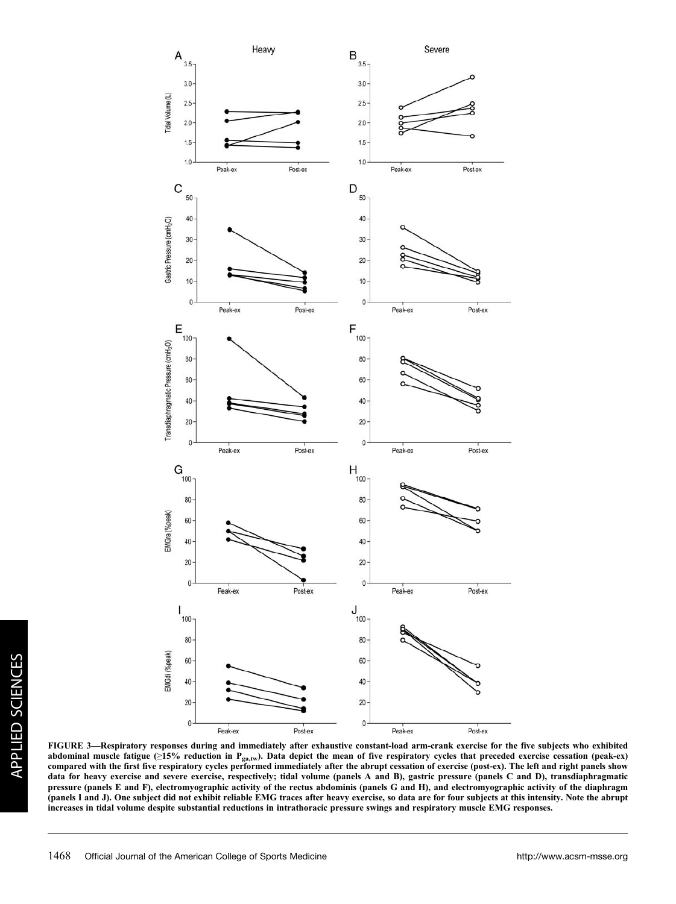FIGURE 3—Respiratory responses during and immediately after exhaustive constant-load arm-crank exercise for the five subjects who exhibited abdominal muscle fatigue (≥15% reduction in $P_{ga,tw}$). Data depict the mean of five respiratory cycles that preceded exercise cessation (peak-ex) compared with the first five respiratory cycles performed immediately after the abrupt cessation of exercise (post-ex). The left and right panels show data for heavy exercise and severe exercise, respectively; tidal volume (panels A and B), gastric pressure (panels C and D), transdiaphragmatic pressure (panels E and F), electromyographic activity of the rectus abdominis (panels G and H), and electromyographic activity of the diaphragm (panels I and J). One subject did not exhibit reliable EMG traces after heavy exercise, so data are for four subjects at this intensity. Note the abrupt increases in tidal volume despite substantial reductions in intrathoracic pressure swings and respiratory muscle EMG responses.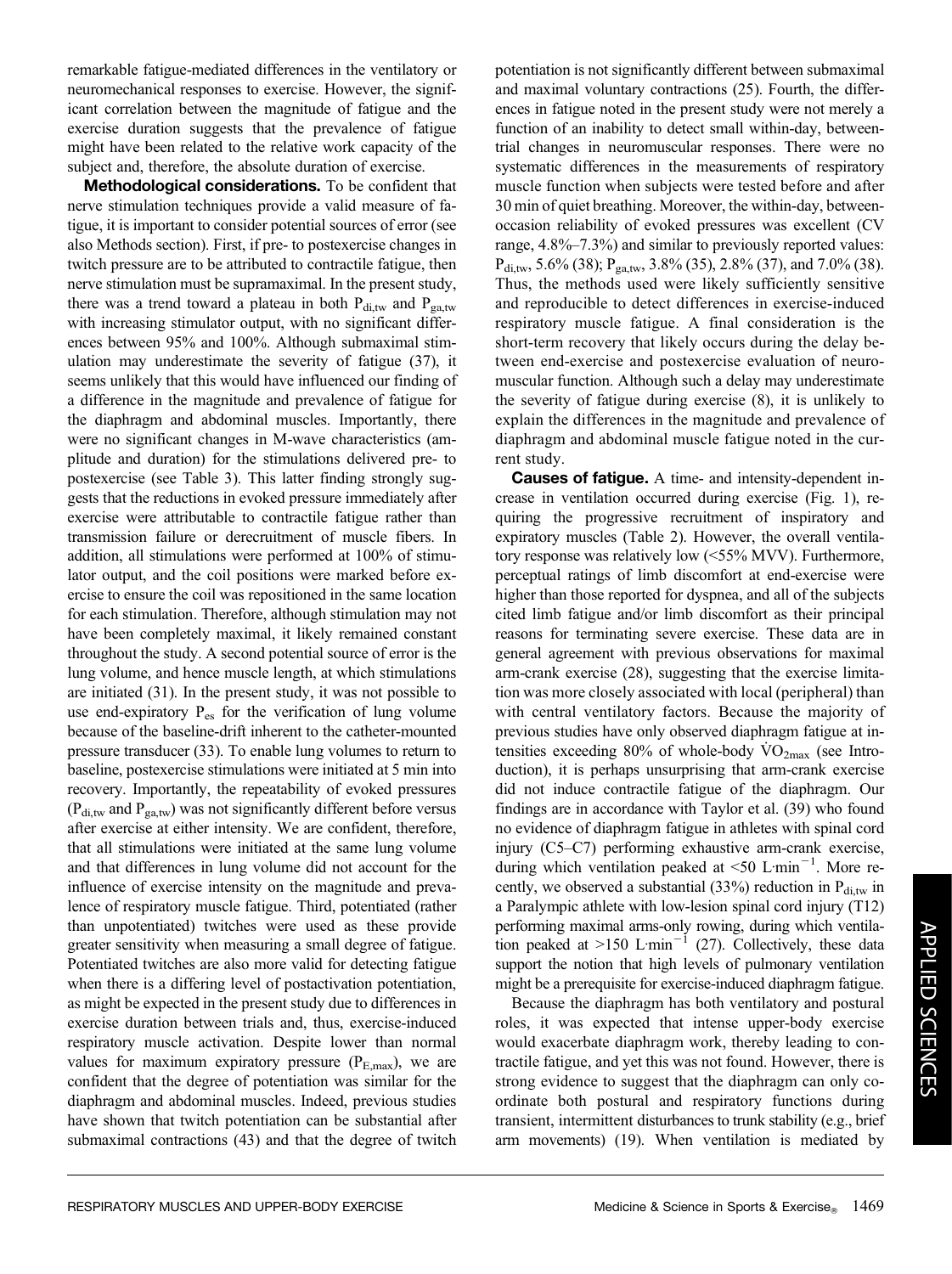remarkable fatigue-mediated differences in the ventilatory or neuromechanical responses to exercise. However, the significant correlation between the magnitude of fatigue and the exercise duration suggests that the prevalence of fatigue might have been related to the relative work capacity of the subject and, therefore, the absolute duration of exercise.

**Methodological considerations.** To be confident that nerve stimulation techniques provide a valid measure of fatigue, it is important to consider potential sources of error (see also Methods section). First, if pre- to postexercise changes in twitch pressure are to be attributed to contractile fatigue, then nerve stimulation must be supramaximal. In the present study, there was a trend toward a plateau in both $P_{di,tw}$ and $P_{ga,tw}$ with increasing stimulator output, with no significant differences between 95% and 100%. Although submaximal stimulation may underestimate the severity of fatigue (37), it seems unlikely that this would have influenced our finding of a difference in the magnitude and prevalence of fatigue for the diaphragm and abdominal muscles. Importantly, there were no significant changes in M-wave characteristics (amplitude and duration) for the stimulations delivered pre- to postexercise (see Table 3). This latter finding strongly suggests that the reductions in evoked pressure immediately after exercise were attributable to contractile fatigue rather than transmission failure or derecruitment of muscle fibers. In addition, all stimulations were performed at 100% of stimulator output, and the coil positions were marked before exercise to ensure the coil was repositioned in the same location for each stimulation. Therefore, although stimulation may not have been completely maximal, it likely remained constant throughout the study. A second potential source of error is the lung volume, and hence muscle length, at which stimulations are initiated (31). In the present study, it was not possible to use end-expiratory $P_{es}$ for the verification of lung volume because of the baseline-drift inherent to the catheter-mounted pressure transducer (33). To enable lung volumes to return to baseline, postexercise stimulations were initiated at 5 min into recovery. Importantly, the repeatability of evoked pressures ($P_{di,tw}$ and $P_{ga,tw}$) was not significantly different before versus after exercise at either intensity. We are confident, therefore, that all stimulations were initiated at the same lung volume and that differences in lung volume did not account for the influence of exercise intensity on the magnitude and prevalence of respiratory muscle fatigue. Third, potentiated (rather than unpotentiated) twitches were used as these provide greater sensitivity when measuring a small degree of fatigue. Potentiated twitches are also more valid for detecting fatigue when there is a differing level of postactivation potentiation, as might be expected in the present study due to differences in exercise duration between trials and, thus, exercise-induced respiratory muscle activation. Despite lower than normal values for maximum expiratory pressure ($P_{E,max}$), we are confident that the degree of potentiation was similar for the diaphragm and abdominal muscles. Indeed, previous studies have shown that twitch potentiation can be substantial after submaximal contractions (43) and that the degree of twitch potentiation is not significantly different between submaximal and maximal voluntary contractions (25). Fourth, the differences in fatigue noted in the present study were not merely a function of an inability to detect small within-day, between-trial changes in neuromuscular responses. There were no systematic differences in the measurements of respiratory muscle function when subjects were tested before and after 30 min of quiet breathing. Moreover, the within-day, between-occasion reliability of evoked pressures was excellent (CV range, 4.8%–7.3%) and similar to previously reported values: $P_{di,tw}$, 5.6% (38); $P_{ga,tw}$, 3.8% (35), 2.8% (37), and 7.0% (38). Thus, the methods used were likely sufficiently sensitive and reproducible to detect differences in exercise-induced respiratory muscle fatigue. A final consideration is the short-term recovery that likely occurs during the delay between end-exercise and postexercise evaluation of neuromuscular function. Although such a delay may underestimate the severity of fatigue during exercise (8), it is unlikely to explain the differences in the magnitude and prevalence of diaphragm and abdominal muscle fatigue noted in the current study.

**Causes of fatigue.** A time- and intensity-dependent increase in ventilation occurred during exercise (Fig. 1), requiring the progressive recruitment of inspiratory and expiratory muscles (Table 2). However, the overall ventilatory response was relatively low (<55% MVV). Furthermore, perceptual ratings of limb discomfort at end-exercise were higher than those reported for dyspnea, and all of the subjects cited limb fatigue and/or limb discomfort as their principal reasons for terminating severe exercise. These data are in general agreement with previous observations for maximal arm-crank exercise (28), suggesting that the exercise limitation was more closely associated with local (peripheral) than with central ventilatory factors. Because the majority of previous studies have only observed diaphragm fatigue at intensities exceeding 80% of whole-body $\dot{V}O_{2max}$ (see Introduction), it is perhaps unsurprising that arm-crank exercise did not induce contractile fatigue of the diaphragm. Our findings are in accordance with Taylor et al. (39) who found no evidence of diaphragm fatigue in athletes with spinal cord injury (C5–C7) performing exhaustive arm-crank exercise, during which ventilation peaked at <50 $L{\cdot}min^{-1}$. More recently, we observed a substantial (33%) reduction in $P_{di,tw}$ in a Paralympic athlete with low-lesion spinal cord injury (T12) performing maximal arms-only rowing, during which ventilation peaked at >150 $L{\cdot}min^{-1}$ (27). Collectively, these data support the notion that high levels of pulmonary ventilation might be a prerequisite for exercise-induced diaphragm fatigue.

Because the diaphragm has both ventilatory and postural roles, it was expected that intense upper-body exercise would exacerbate diaphragm work, thereby leading to contractile fatigue, and yet this was not found. However, there is strong evidence to suggest that the diaphragm can only coordinate both postural and respiratory functions during transient, intermittent disturbances to trunk stability (e.g., brief arm movements) (19). When ventilation is mediated by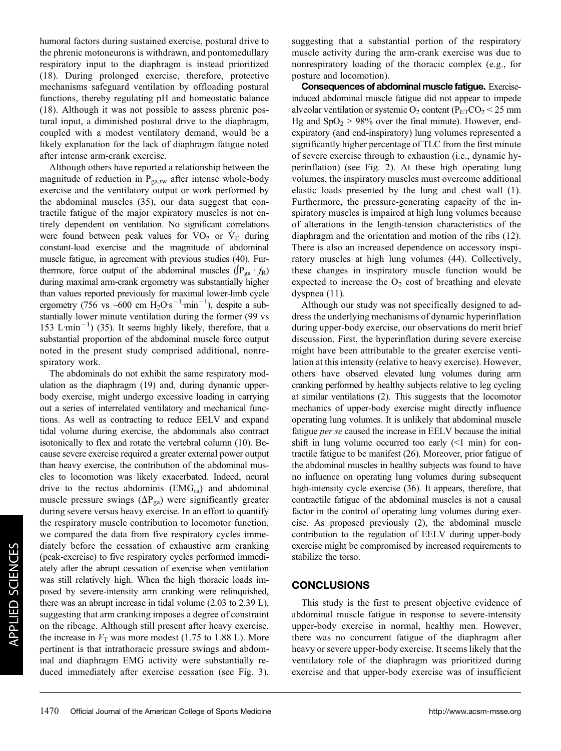humoral factors during sustained exercise, postural drive to the phrenic motoneurons is withdrawn, and pontomedullary respiratory input to the diaphragm is instead prioritized (18). During prolonged exercise, therefore, protective mechanisms safeguard ventilation by offloading postural functions, thereby regulating pH and homeostatic balance (18). Although it was not possible to assess phrenic postural input, a diminished postural drive to the diaphragm, coupled with a modest ventilatory demand, would be a likely explanation for the lack of diaphragm fatigue noted after intense arm-crank exercise.

Although others have reported a relationship between the magnitude of reduction in $P_{ga,tw}$ after intense whole-body exercise and the ventilatory output or work performed by the abdominal muscles (35), our data suggest that contractile fatigue of the major expiratory muscles is not entirely dependent on ventilation. No significant correlations were found between peak values for $\dot{V}O_2$ or $\dot{V}_E$ during constant-load exercise and the magnitude of abdominal muscle fatigue, in agreement with previous studies (40). Furthermore, force output of the abdominal muscles ($\int P_{ga} \cdot f_R$) during maximal arm-crank ergometry was substantially higher than values reported previously for maximal lower-limb cycle ergometry (756 vs ~600 cm $H_2O \cdot s^{-1} \cdot min^{-1}$), despite a substantially lower minute ventilation during the former (99 vs 153 $L \cdot min^{-1}$) (35). It seems highly likely, therefore, that a substantial proportion of the abdominal muscle force output noted in the present study comprised additional, nonrespiratory work.

The abdominals do not exhibit the same respiratory modulation as the diaphragm (19) and, during dynamic upper-body exercise, might undergo excessive loading in carrying out a series of interrelated ventilatory and mechanical functions. As well as contracting to reduce EELV and expand tidal volume during exercise, the abdominals also contract isotonically to flex and rotate the vertebral column (10). Because severe exercise required a greater external power output than heavy exercise, the contribution of the abdominal muscles to locomotion was likely exacerbated. Indeed, neural drive to the rectus abdominis ($EMG_{ra}$) and abdominal muscle pressure swings ($\Delta P_{ga}$) were significantly greater during severe versus heavy exercise. In an effort to quantify the respiratory muscle contribution to locomotor function, we compared the data from five respiratory cycles immediately before the cessation of exhaustive arm cranking (peak-exercise) to five respiratory cycles performed immediately after the abrupt cessation of exercise when ventilation was still relatively high. When the high thoracic loads imposed by severe-intensity arm cranking were relinquished, there was an abrupt increase in tidal volume (2.03 to 2.39 L), suggesting that arm cranking imposes a degree of constraint on the ribcage. Although still present after heavy exercise, the increase in $V_T$ was more modest (1.75 to 1.88 L). More pertinent is that intrathoracic pressure swings and abdominal and diaphragm EMG activity were substantially reduced immediately after exercise cessation (see Fig. 3), suggesting that a substantial portion of the respiratory muscle activity during the arm-crank exercise was due to nonrespiratory loading of the thoracic complex (e.g., for posture and locomotion).

**Consequences of abdominal muscle fatigue.** Exercise-induced abdominal muscle fatigue did not appear to impede alveolar ventilation or systemic $O_2$ content ($P_{ET}CO_2 < 25$ mm Hg and $SpO_2 > 98\%$ over the final minute). However, end-expiratory (and end-inspiratory) lung volumes represented a significantly higher percentage of TLC from the first minute of severe exercise through to exhaustion (i.e., dynamic hyperinflation) (see Fig. 2). At these high operating lung volumes, the inspiratory muscles must overcome additional elastic loads presented by the lung and chest wall (1). Furthermore, the pressure-generating capacity of the inspiratory muscles is impaired at high lung volumes because of alterations in the length-tension characteristics of the diaphragm and the orientation and motion of the ribs (12). There is also an increased dependence on accessory inspiratory muscles at high lung volumes (44). Collectively, these changes in inspiratory muscle function would be expected to increase the $O_2$ cost of breathing and elevate dyspnea (11).

Although our study was not specifically designed to address the underlying mechanisms of dynamic hyperinflation during upper-body exercise, our observations do merit brief discussion. First, the hyperinflation during severe exercise might have been attributable to the greater exercise ventilation at this intensity (relative to heavy exercise). However, others have observed elevated lung volumes during arm cranking performed by healthy subjects relative to leg cycling at similar ventilations (2). This suggests that the locomotor mechanics of upper-body exercise might directly influence operating lung volumes. It is unlikely that abdominal muscle fatigue *per se* caused the increase in EELV because the initial shift in lung volume occurred too early (<1 min) for contractile fatigue to be manifest (26). Moreover, prior fatigue of the abdominal muscles in healthy subjects was found to have no influence on operating lung volumes during subsequent high-intensity cycle exercise (36). It appears, therefore, that contractile fatigue of the abdominal muscles is not a causal factor in the control of operating lung volumes during exercise. As proposed previously (2), the abdominal muscle contribution to the regulation of EELV during upper-body exercise might be compromised by increased requirements to stabilize the torso.

## CONCLUSIONS

This study is the first to present objective evidence of abdominal muscle fatigue in response to severe-intensity upper-body exercise in normal, healthy men. However, there was no concurrent fatigue of the diaphragm after heavy or severe upper-body exercise. It seems likely that the ventilatory role of the diaphragm was prioritized during exercise and that upper-body exercise was of insufficient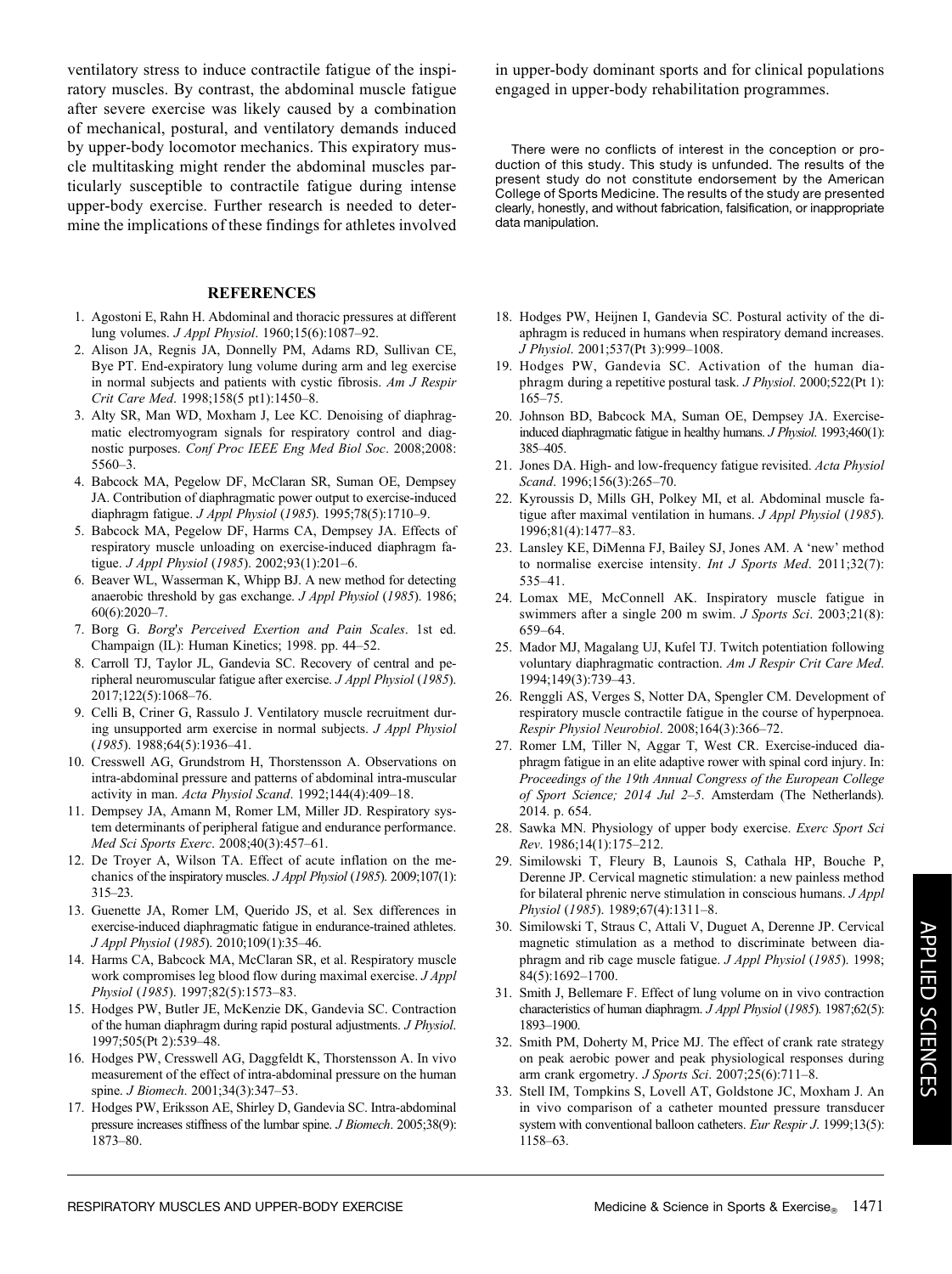ventilatory stress to induce contractile fatigue of the inspiratory muscles. By contrast, the abdominal muscle fatigue after severe exercise was likely caused by a combination of mechanical, postural, and ventilatory demands induced by upper-body locomotor mechanics. This expiratory muscle multitasking might render the abdominal muscles particularly susceptible to contractile fatigue during intense upper-body exercise. Further research is needed to determine the implications of these findings for athletes involved in upper-body dominant sports and for clinical populations engaged in upper-body rehabilitation programmes.

There were no conflicts of interest in the conception or production of this study. This study is unfunded. The results of the present study do not constitute endorsement by the American College of Sports Medicine. The results of the study are presented clearly, honestly, and without fabrication, falsification, or inappropriate data manipulation.

## REFERENCES

1. Agostoni E, Rahn H. Abdominal and thoracic pressures at different lung volumes. *J Appl Physiol*. 1960;15(6):1087–92.
2. Alison JA, Regnis JA, Donnelly PM, Adams RD, Sullivan CE, Bye PT. End-expiratory lung volume during arm and leg exercise in normal subjects and patients with cystic fibrosis. *Am J Respir Crit Care Med*. 1998;158(5 pt1):1450–8.
3. Alty SR, Man WD, Moxham J, Lee KC. Denoising of diaphragmatic electromyogram signals for respiratory control and diagnostic purposes. *Conf Proc IEEE Eng Med Biol Soc*. 2008;2008:5560–3.
4. Babcock MA, Pegelow DF, McClaran SR, Suman OE, Dempsey JA. Contribution of diaphragmatic power output to exercise-induced diaphragm fatigue. *J Appl Physiol* (*1985*). 1995;78(5):1710–9.
5. Babcock MA, Pegelow DF, Harms CA, Dempsey JA. Effects of respiratory muscle unloading on exercise-induced diaphragm fatigue. *J Appl Physiol* (*1985*). 2002;93(1):201–6.
6. Beaver WL, Wasserman K, Whipp BJ. A new method for detecting anaerobic threshold by gas exchange. *J Appl Physiol* (*1985*). 1986;60(6):2020–7.
7. Borg G. *Borg's Perceived Exertion and Pain Scales*. 1st ed. Champaign (IL): Human Kinetics; 1998. pp. 44–52.
8. Carroll TJ, Taylor JL, Gandevia SC. Recovery of central and peripheral neuromuscular fatigue after exercise. *J Appl Physiol* (*1985*). 2017;122(5):1068–76.
9. Celli B, Criner G, Rassulo J. Ventilatory muscle recruitment during unsupported arm exercise in normal subjects. *J Appl Physiol* (*1985*). 1988;64(5):1936–41.
10. Cresswell AG, Grundstrom H, Thorstensson A. Observations on intra-abdominal pressure and patterns of abdominal intra-muscular activity in man. *Acta Physiol Scand*. 1992;144(4):409–18.
11. Dempsey JA, Amann M, Romer LM, Miller JD. Respiratory system determinants of peripheral fatigue and endurance performance. *Med Sci Sports Exerc*. 2008;40(3):457–61.
12. De Troyer A, Wilson TA. Effect of acute inflation on the mechanics of the inspiratory muscles. *J Appl Physiol* (*1985*). 2009;107(1):315–23.
13. Guenette JA, Romer LM, Querido JS, et al. Sex differences in exercise-induced diaphragmatic fatigue in endurance-trained athletes. *J Appl Physiol* (*1985*). 2010;109(1):35–46.
14. Harms CA, Babcock MA, McClaran SR, et al. Respiratory muscle work compromises leg blood flow during maximal exercise. *J Appl Physiol* (*1985*). 1997;82(5):1573–83.
15. Hodges PW, Butler JE, McKenzie DK, Gandevia SC. Contraction of the human diaphragm during rapid postural adjustments. *J Physiol*. 1997;505(Pt 2):539–48.
16. Hodges PW, Cresswell AG, Daggfeldt K, Thorstensson A. In vivo measurement of the effect of intra-abdominal pressure on the human spine. *J Biomech*. 2001;34(3):347–53.
17. Hodges PW, Eriksson AE, Shirley D, Gandevia SC. Intra-abdominal pressure increases stiffness of the lumbar spine. *J Biomech*. 2005;38(9):1873–80.
18. Hodges PW, Heijnen I, Gandevia SC. Postural activity of the diaphragm is reduced in humans when respiratory demand increases. *J Physiol*. 2001;537(Pt 3):999–1008.
19. Hodges PW, Gandevia SC. Activation of the human diaphragm during a repetitive postural task. *J Physiol*. 2000;522(Pt 1):165–75.
20. Johnson BD, Babcock MA, Suman OE, Dempsey JA. Exercise-induced diaphragmatic fatigue in healthy humans. *J Physiol*. 1993;460(1):385–405.
21. Jones DA. High- and low-frequency fatigue revisited. *Acta Physiol Scand*. 1996;156(3):265–70.
22. Kyroussis D, Mills GH, Polkey MI, et al. Abdominal muscle fatigue after maximal ventilation in humans. *J Appl Physiol* (*1985*). 1996;81(4):1477–83.
23. Lansley KE, DiMenna FJ, Bailey SJ, Jones AM. A 'new' method to normalise exercise intensity. *Int J Sports Med*. 2011;32(7):535–41.
24. Lomax ME, McConnell AK. Inspiratory muscle fatigue in swimmers after a single 200 m swim. *J Sports Sci*. 2003;21(8):659–64.
25. Mador MJ, Magalang UJ, Kufel TJ. Twitch potentiation following voluntary diaphragmatic contraction. *Am J Respir Crit Care Med*. 1994;149(3):739–43.
26. Renggli AS, Verges S, Notter DA, Spengler CM. Development of respiratory muscle contractile fatigue in the course of hyperpnoea. *Respir Physiol Neurobiol*. 2008;164(3):366–72.
27. Romer LM, Tiller N, Aggar T, West CR. Exercise-induced diaphragm fatigue in an elite adaptive rower with spinal cord injury. In: *Proceedings of the 19th Annual Congress of the European College of Sport Science; 2014 Jul 2–5*. Amsterdam (The Netherlands). 2014. p. 654.
28. Sawka MN. Physiology of upper body exercise. *Exerc Sport Sci Rev*. 1986;14(1):175–212.
29. Similowski T, Fleury B, Launois S, Cathala HP, Bouche P, Derenne JP. Cervical magnetic stimulation: a new painless method for bilateral phrenic nerve stimulation in conscious humans. *J Appl Physiol* (*1985*). 1989;67(4):1311–8.
30. Similowski T, Straus C, Attali V, Duguet A, Derenne JP. Cervical magnetic stimulation as a method to discriminate between diaphragm and rib cage muscle fatigue. *J Appl Physiol* (*1985*). 1998;84(5):1692–1700.
31. Smith J, Bellemare F. Effect of lung volume on in vivo contraction characteristics of human diaphragm. *J Appl Physiol* (*1985*). 1987;62(5):1893–1900.
32. Smith PM, Doherty M, Price MJ. The effect of crank rate strategy on peak aerobic power and peak physiological responses during arm crank ergometry. *J Sports Sci*. 2007;25(6):711–8.
33. Stell IM, Tompkins S, Lovell AT, Goldstone JC, Moxham J. An in vivo comparison of a catheter mounted pressure transducer system with conventional balloon catheters. *Eur Respir J*. 1999;13(5):1158–63.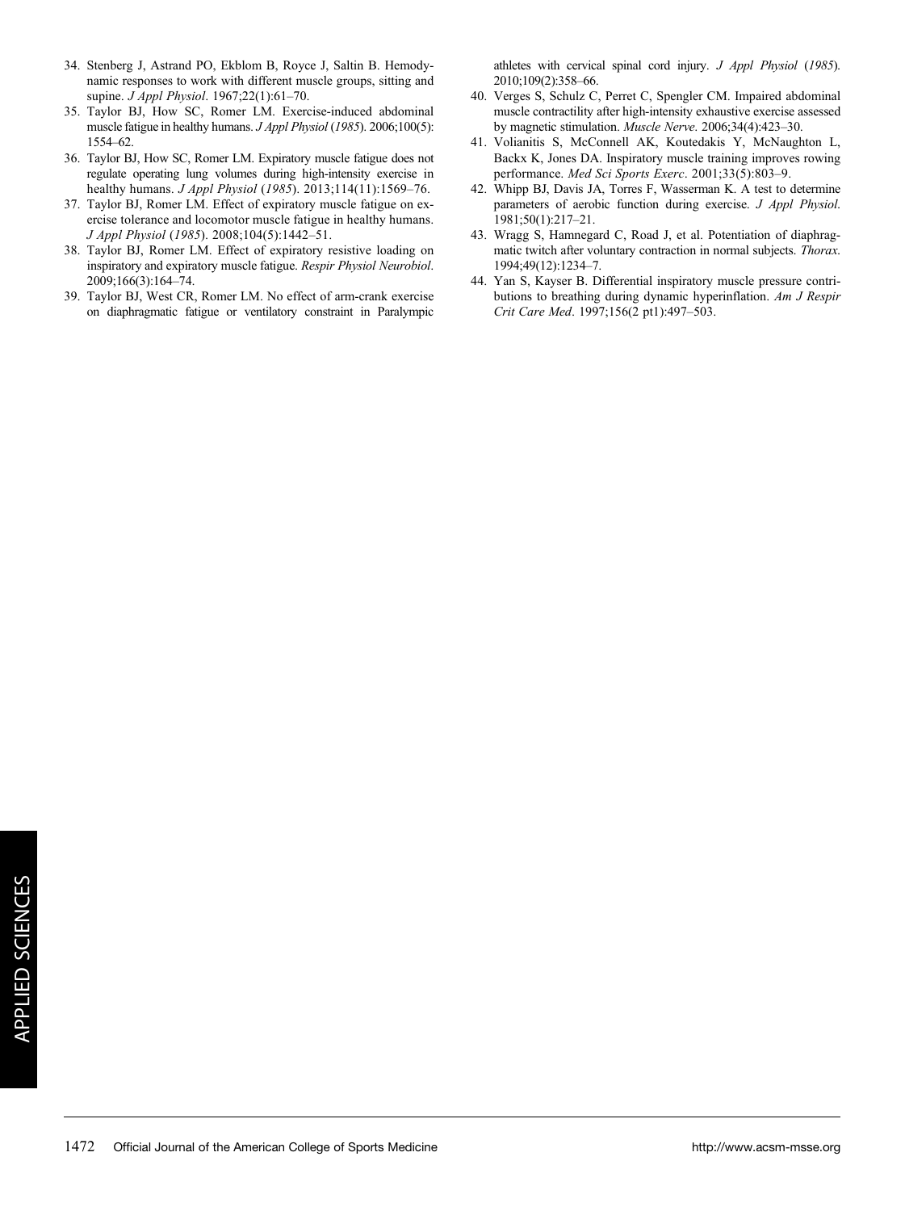34. Stenberg J, Astrand PO, Ekblom B, Royce J, Saltin B. Hemodynamic responses to work with different muscle groups, sitting and supine. *J Appl Physiol*. 1967;22(1):61–70.
35. Taylor BJ, How SC, Romer LM. Exercise-induced abdominal muscle fatigue in healthy humans. *J Appl Physiol* (*1985*). 2006;100(5):1554–62.
36. Taylor BJ, How SC, Romer LM. Expiratory muscle fatigue does not regulate operating lung volumes during high-intensity exercise in healthy humans. *J Appl Physiol* (*1985*). 2013;114(11):1569–76.
37. Taylor BJ, Romer LM. Effect of expiratory muscle fatigue on exercise tolerance and locomotor muscle fatigue in healthy humans. *J Appl Physiol* (*1985*). 2008;104(5):1442–51.
38. Taylor BJ, Romer LM. Effect of expiratory resistive loading on inspiratory and expiratory muscle fatigue. *Respir Physiol Neurobiol*. 2009;166(3):164–74.
39. Taylor BJ, West CR, Romer LM. No effect of arm-crank exercise on diaphragmatic fatigue or ventilatory constraint in Paralympic athletes with cervical spinal cord injury. *J Appl Physiol* (*1985*). 2010;109(2):358–66.
40. Verges S, Schulz C, Perret C, Spengler CM. Impaired abdominal muscle contractility after high-intensity exhaustive exercise assessed by magnetic stimulation. *Muscle Nerve*. 2006;34(4):423–30.
41. Volianitis S, McConnell AK, Koutedakis Y, McNaughton L, Backx K, Jones DA. Inspiratory muscle training improves rowing performance. *Med Sci Sports Exerc*. 2001;33(5):803–9.
42. Whipp BJ, Davis JA, Torres F, Wasserman K. A test to determine parameters of aerobic function during exercise. *J Appl Physiol*. 1981;50(1):217–21.
43. Wragg S, Hamnegard C, Road J, et al. Potentiation of diaphragmatic twitch after voluntary contraction in normal subjects. *Thorax*. 1994;49(12):1234–7.
44. Yan S, Kayser B. Differential inspiratory muscle pressure contributions to breathing during dynamic hyperinflation. *Am J Respir Crit Care Med*. 1997;156(2 pt1):497–503.